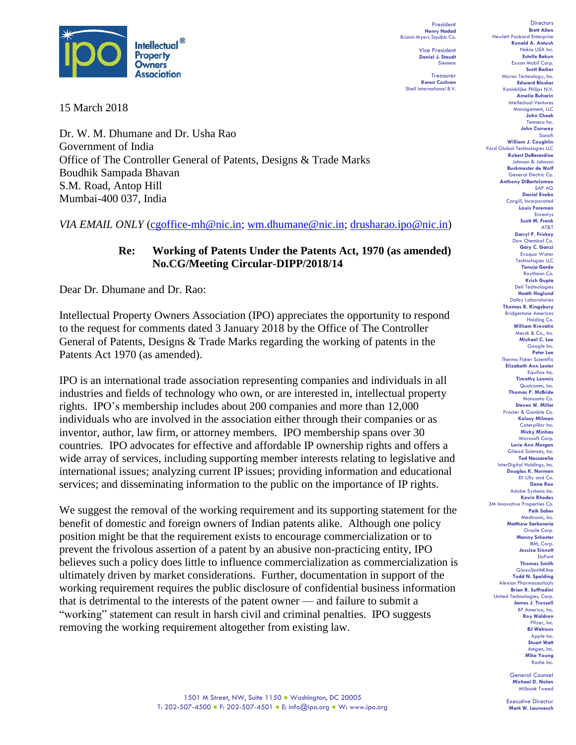Intellectual Property Owners Association

President
**Henry Hadad**
Bristol-Myers Squibb Co.

Vice President
**Daniel J. Staudt**
Siemens

Treasurer
**Karen Cochran**
Shell International B.V.

Directors
**Brett Alten**
Hewlett Packard Enterprise
**Ronald A. Antush**
Nokia USA Inc.
**Estelle Bakun**
Exxon Mobil Corp.
**Scott Barker**
Micron Technology, Inc.
**Edward Blocker**
Koninklijke Philips N.V.
**Amelia Buharin**
Intellectual Ventures Management, LLC
**John Cheek**
Tenneco Inc.
**John Conway**
Sanofi
**William J. Coughlin**
Ford Global Technologies LLC
**Robert DeBerardine**
Johnson & Johnson
**Buckmaster de Wolf**
General Electric Co.
**Anthony DiBartolomeo**
SAP AG
**Daniel Enebo**
Cargill, Incorporated
**Louis Foreman**
Enventys
**Scott M. Frank**
AT&T
**Darryl P. Frickey**
Dow Chemical Co.
**Gary C. Ganzi**
Evoqua Water Technologies LLC
**Tanuja Garde**
Raytheon Co.
**Krish Gupta**
Dell Technologies
**Heath Hoglund**
Dolby Laboratories
**Thomas R. Kingsbury**
Bridgestone Americas Holding Co.
**William Krovatin**
Merck & Co., Inc.
**Michael C. Lee**
Google Inc.
**Peter Lee**
Thermo Fisher Scientific
**Elizabeth Ann Lester**
Equifax Inc.
**Timothy Loomis**
Qualcomm, Inc.
**Thomas P. McBride**
Monsanto Co.
**Steven W. Miller**
Procter & Gamble Co.
**Kelsey Milman**
Caterpillar Inc.
**Micky Minhas**
Microsoft Corp.
**Lorie Ann Morgan**
Gilead Sciences, Inc.
**Ted Naccarella**
InterDigital Holdings, Inc.
**Douglas K. Norman**
Eli Lilly and Co.
**Dana Rao**
Adobe Systems Inc.
**Kevin Rhodes**
3M Innovative Properties Co.
**Paik Saber**
Medtronic, Inc.
**Matthew Sarboraria**
Oracle Corp.
**Manny Schecter**
IBM, Corp.
**Jessica Sinnott**
DuPont
**Thomas Smith**
GlaxoSmithKline
**Todd N. Spalding**
Alexion Pharmaceuticals
**Brian R. Suffredini**
United Technologies, Corp.
**James J. Trussell**
BP America, Inc.
**Roy Waldron**
Pfizer, Inc.
**BJ Watrous**
Apple Inc.
**Stuart Watt**
Amgen, Inc.
**Mike Young**
Roche Inc.

General Counsel
**Michael D. Nolan**
Milbank Tweed

Executive Director
**Mark W. Lauroesch**

15 March 2018

Dr. W. M. Dhumane and Dr. Usha Rao
Government of India
Office of The Controller General of Patents, Designs & Trade Marks
Boudhik Sampada Bhavan
S.M. Road, Antop Hill
Mumbai-400 037, India

*VIA EMAIL ONLY* (cgoffice-mh@nic.in; wm.dhumane@nic.in; drusharao.ipo@nic.in)

**Re: Working of Patents Under the Patents Act, 1970 (as amended) No.CG/Meeting Circular-DIPP/2018/14**

Dear Dr. Dhumane and Dr. Rao:

Intellectual Property Owners Association (IPO) appreciates the opportunity to respond to the request for comments dated 3 January 2018 by the Office of The Controller General of Patents, Designs & Trade Marks regarding the working of patents in the Patents Act 1970 (as amended).

IPO is an international trade association representing companies and individuals in all industries and fields of technology who own, or are interested in, intellectual property rights. IPO's membership includes about 200 companies and more than 12,000 individuals who are involved in the association either through their companies or as inventor, author, law firm, or attorney members. IPO membership spans over 30 countries. IPO advocates for effective and affordable IP ownership rights and offers a wide array of services, including supporting member interests relating to legislative and international issues; analyzing current IP issues; providing information and educational services; and disseminating information to the public on the importance of IP rights.

We suggest the removal of the working requirement and its supporting statement for the benefit of domestic and foreign owners of Indian patents alike. Although one policy position might be that the requirement exists to encourage commercialization or to prevent the frivolous assertion of a patent by an abusive non-practicing entity, IPO believes such a policy does little to influence commercialization as commercialization is ultimately driven by market considerations. Further, documentation in support of the working requirement requires the public disclosure of confidential business information that is detrimental to the interests of the patent owner — and failure to submit a "working" statement can result in harsh civil and criminal penalties. IPO suggests removing the working requirement altogether from existing law.

1501 M Street, NW, Suite 1150 ● Washington, DC 20005
T: 202-507-4500 ● F: 202-507-4501 ● E: info@ipo.org ● W: www.ipo.org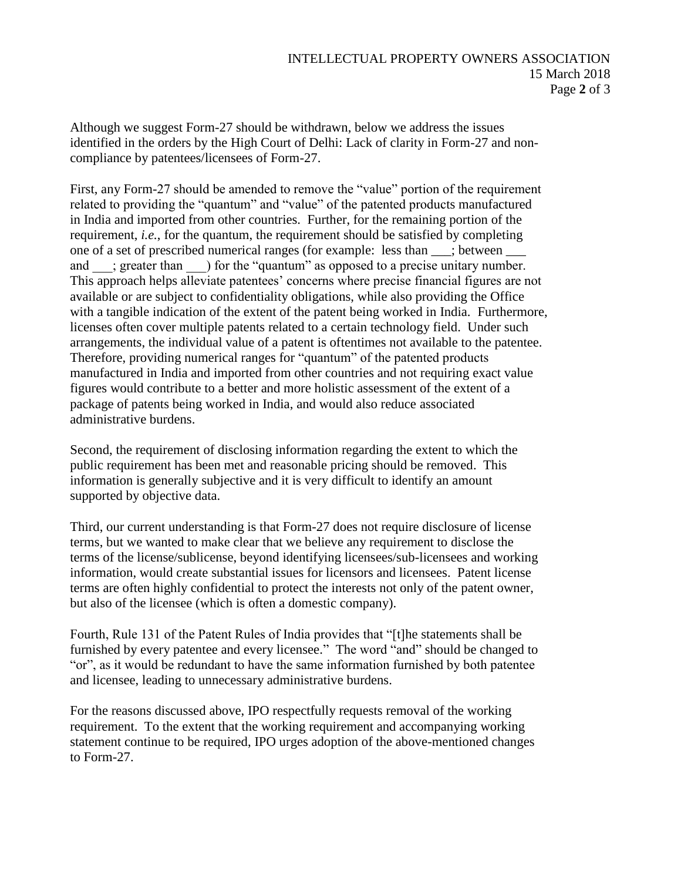Although we suggest Form-27 should be withdrawn, below we address the issues identified in the orders by the High Court of Delhi: Lack of clarity in Form-27 and non-compliance by patentees/licensees of Form-27.

First, any Form-27 should be amended to remove the "value" portion of the requirement related to providing the "quantum" and "value" of the patented products manufactured in India and imported from other countries. Further, for the remaining portion of the requirement, *i.e.*, for the quantum, the requirement should be satisfied by completing one of a set of prescribed numerical ranges (for example: less than ___; between ___ and ___; greater than ___) for the "quantum" as opposed to a precise unitary number. This approach helps alleviate patentees' concerns where precise financial figures are not available or are subject to confidentiality obligations, while also providing the Office with a tangible indication of the extent of the patent being worked in India. Furthermore, licenses often cover multiple patents related to a certain technology field. Under such arrangements, the individual value of a patent is oftentimes not available to the patentee. Therefore, providing numerical ranges for "quantum" of the patented products manufactured in India and imported from other countries and not requiring exact value figures would contribute to a better and more holistic assessment of the extent of a package of patents being worked in India, and would also reduce associated administrative burdens.

Second, the requirement of disclosing information regarding the extent to which the public requirement has been met and reasonable pricing should be removed. This information is generally subjective and it is very difficult to identify an amount supported by objective data.

Third, our current understanding is that Form-27 does not require disclosure of license terms, but we wanted to make clear that we believe any requirement to disclose the terms of the license/sublicense, beyond identifying licensees/sub-licensees and working information, would create substantial issues for licensors and licensees. Patent license terms are often highly confidential to protect the interests not only of the patent owner, but also of the licensee (which is often a domestic company).

Fourth, Rule 131 of the Patent Rules of India provides that "[t]he statements shall be furnished by every patentee and every licensee." The word "and" should be changed to "or", as it would be redundant to have the same information furnished by both patentee and licensee, leading to unnecessary administrative burdens.

For the reasons discussed above, IPO respectfully requests removal of the working requirement. To the extent that the working requirement and accompanying working statement continue to be required, IPO urges adoption of the above-mentioned changes to Form-27.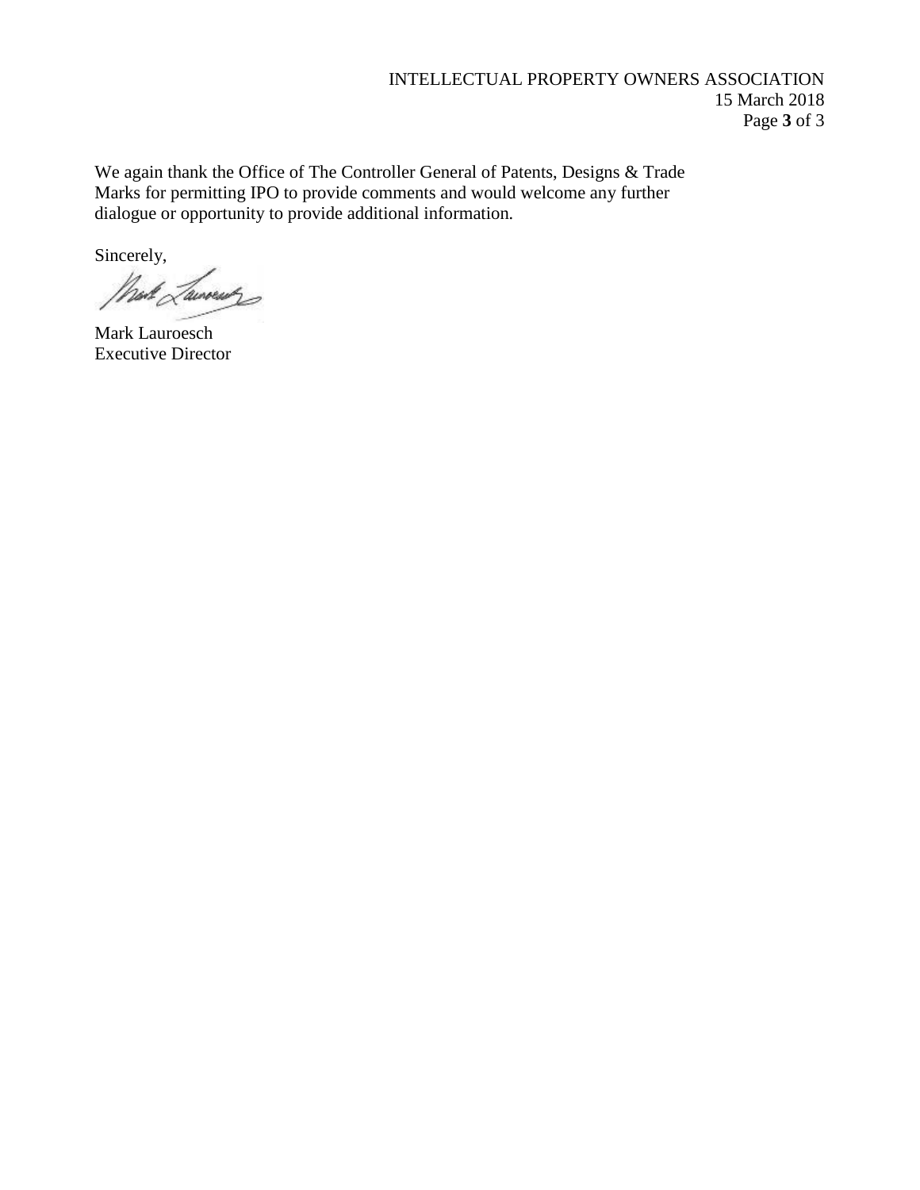We again thank the Office of The Controller General of Patents, Designs & Trade Marks for permitting IPO to provide comments and would welcome any further dialogue or opportunity to provide additional information.

Sincerely,

Mark Lauroesch
Executive Director